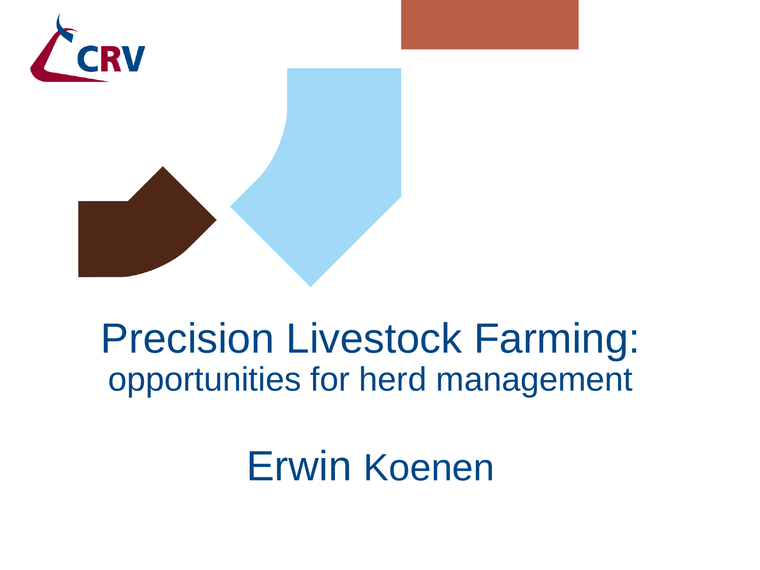CRV

# Precision Livestock Farming:

## opportunities for herd management

Erwin Koenen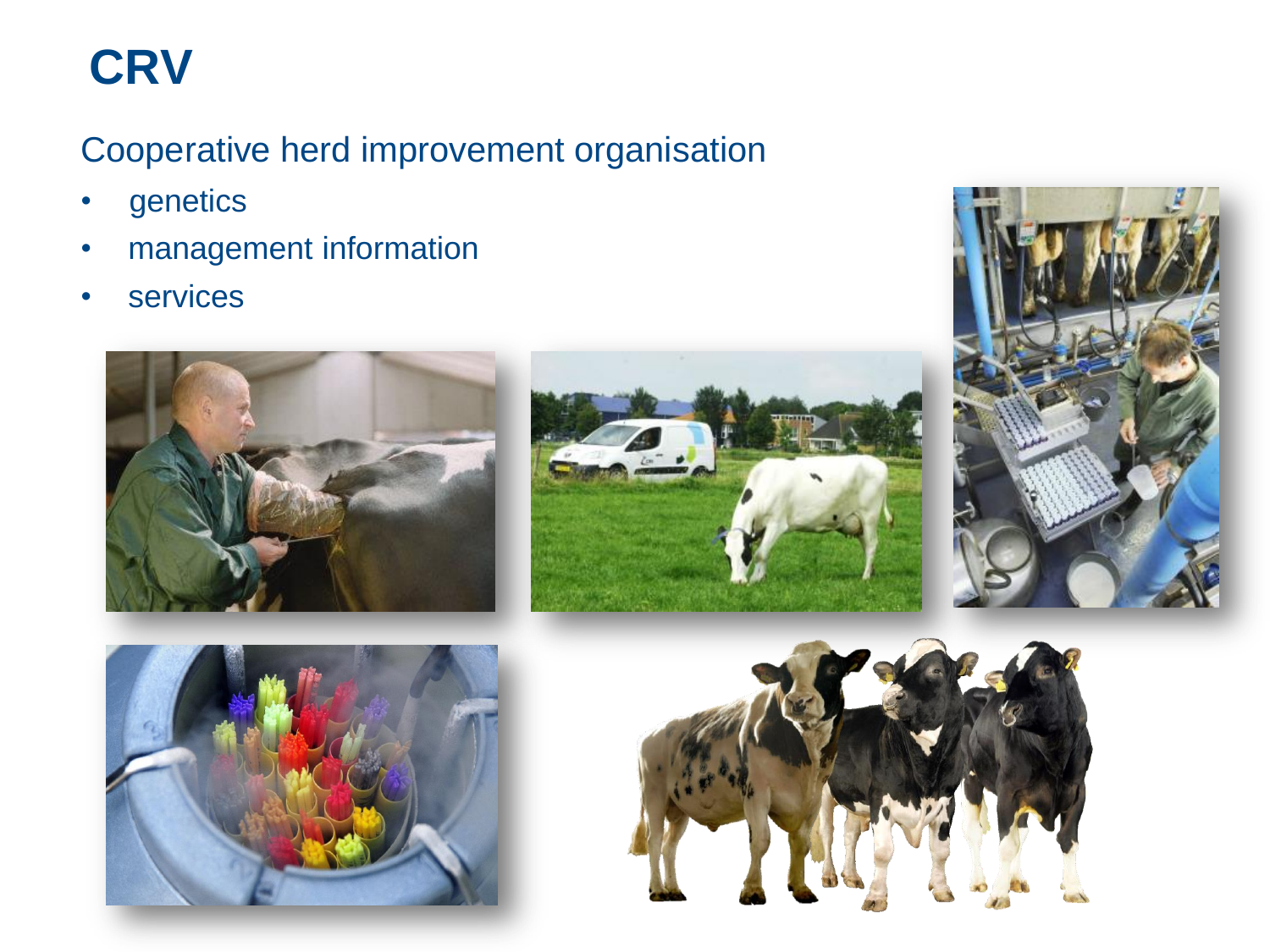# CRV

Cooperative herd improvement organisation

- genetics
- management information
- services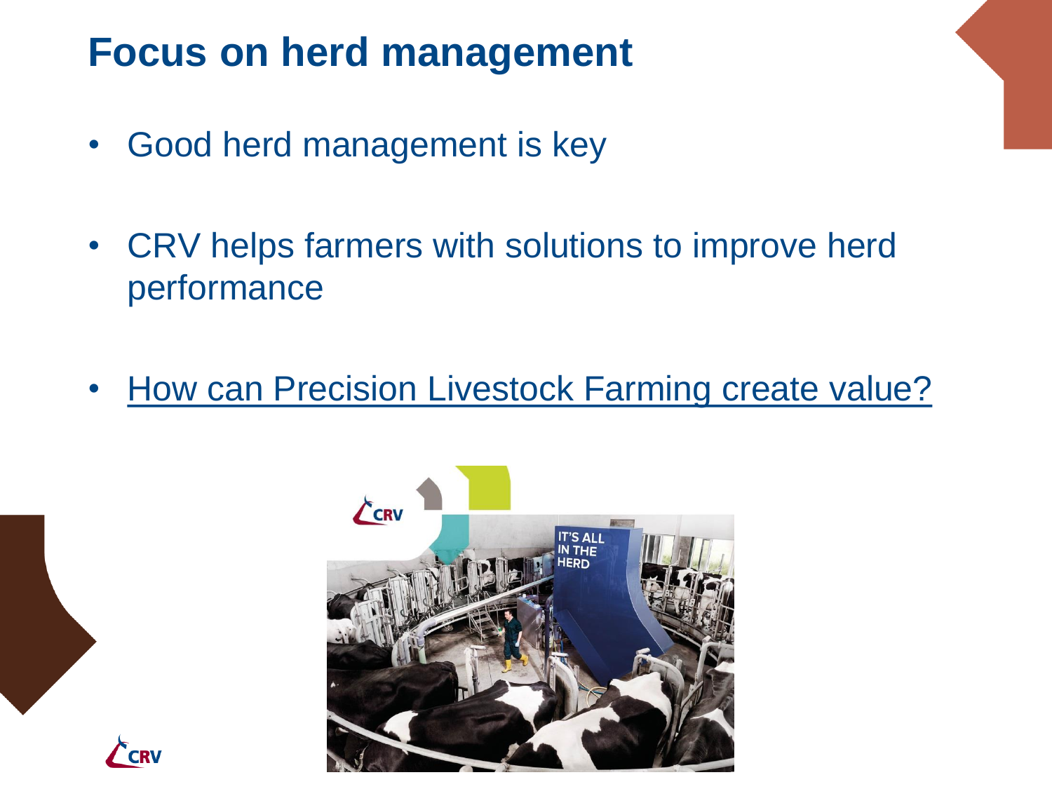# Focus on herd management

- Good herd management is key
- CRV helps farmers with solutions to improve herd performance
- How can Precision Livestock Farming create value?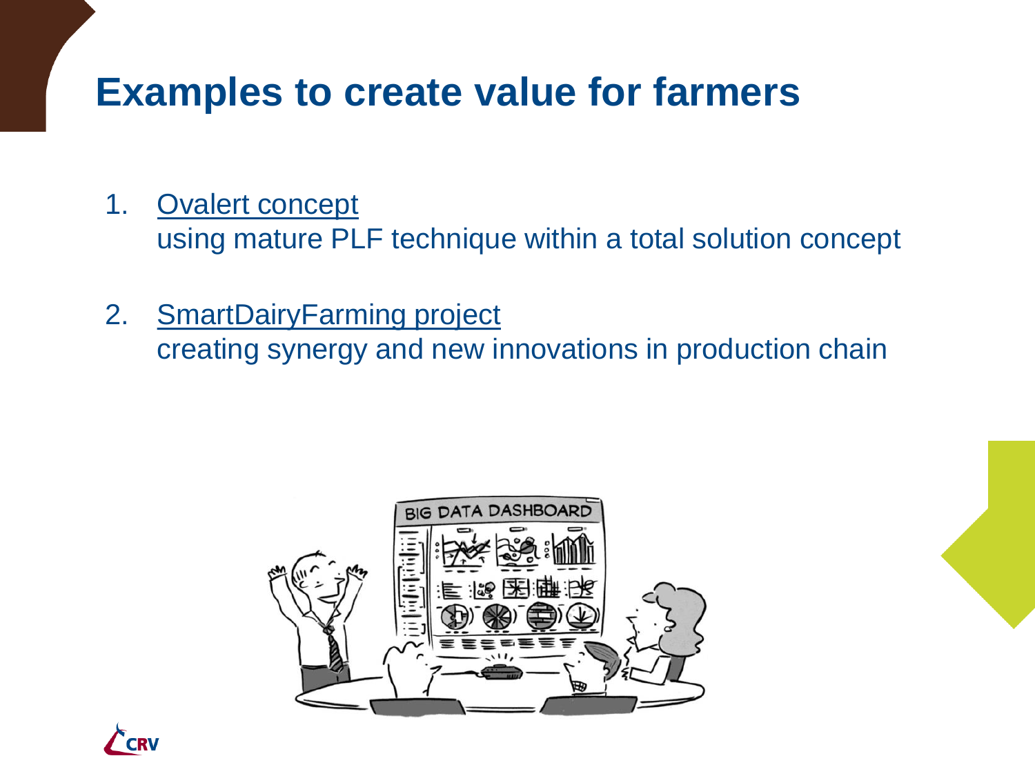# Examples to create value for farmers

1. Ovalert concept
   using mature PLF technique within a total solution concept

2. SmartDairyFarming project
   creating synergy and new innovations in production chain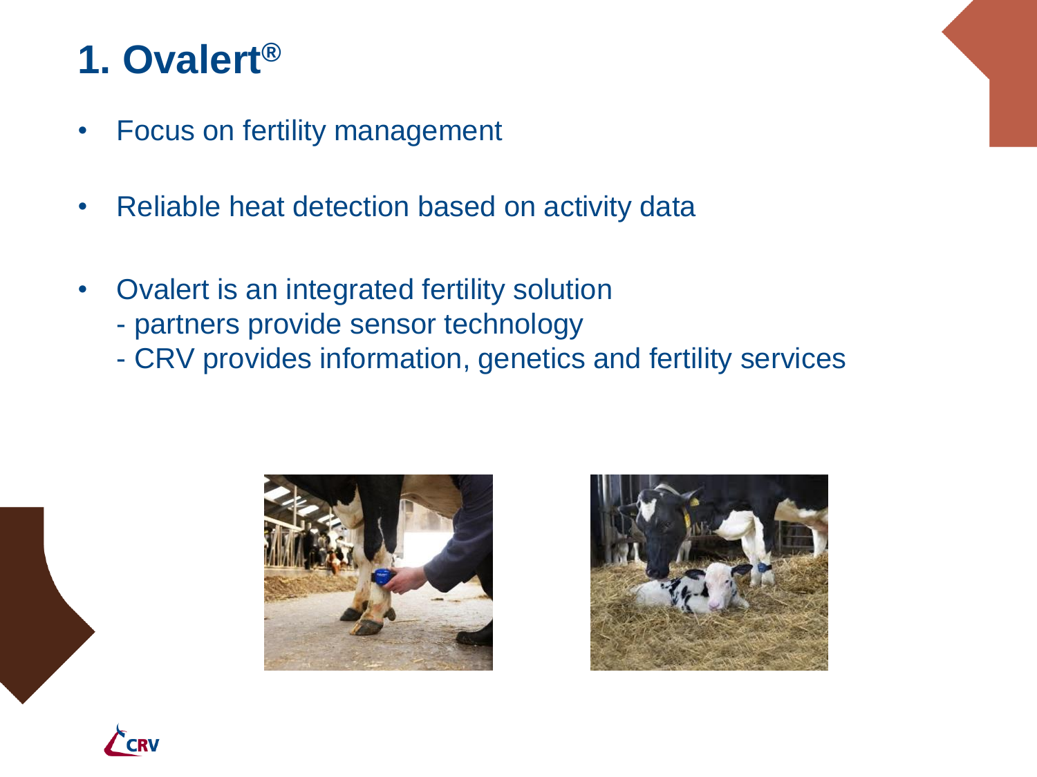# 1. Ovalert®

- Focus on fertility management
- Reliable heat detection based on activity data
- Ovalert is an integrated fertility solution
  - partners provide sensor technology
  - CRV provides information, genetics and fertility services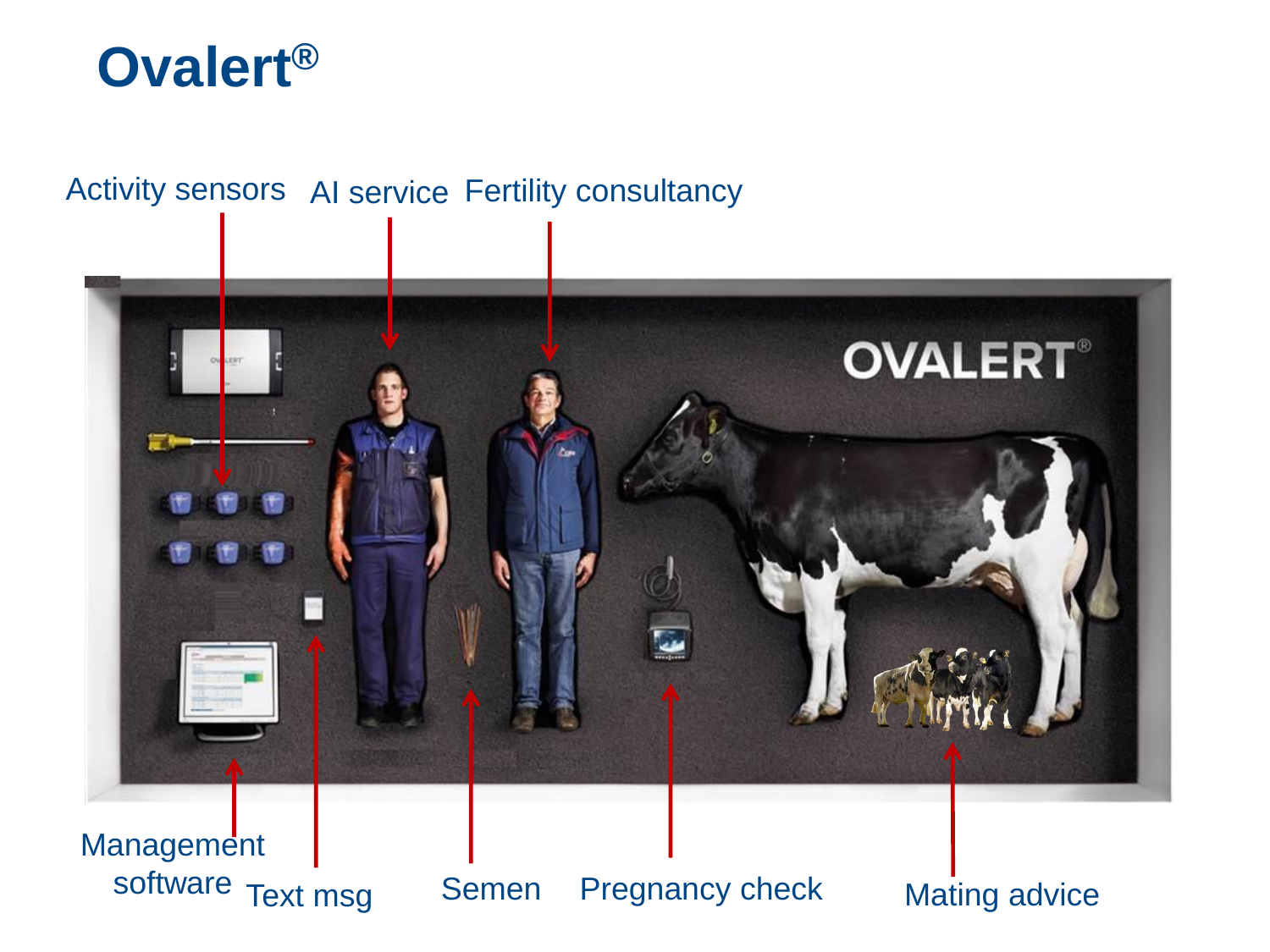# Ovalert®

Activity sensors

AI service

Fertility consultancy

OVALERT®

Management software

Text msg

Semen

Pregnancy check

Mating advice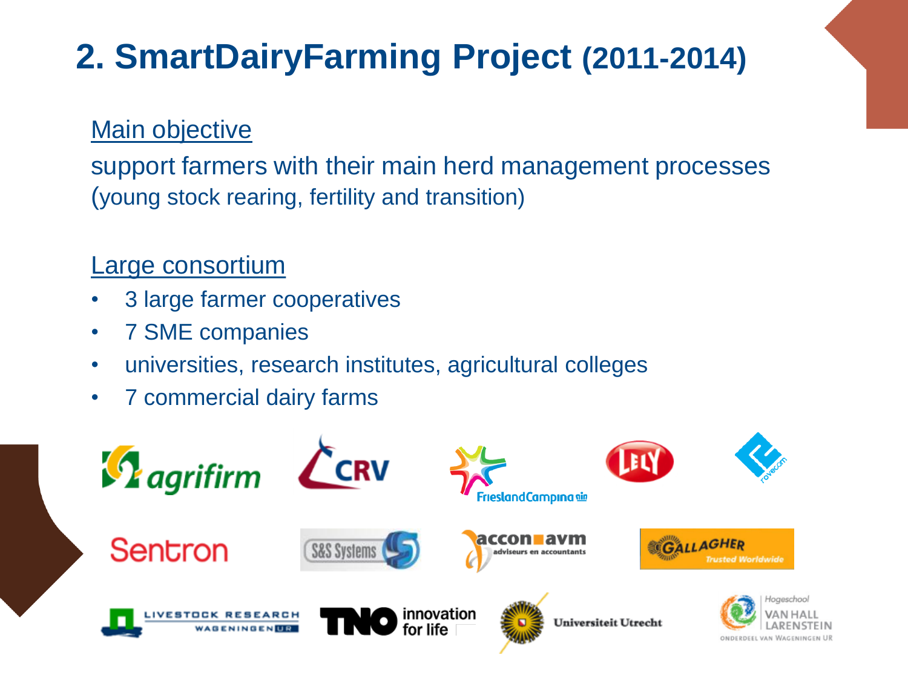# 2. SmartDairyFarming Project (2011-2014)

Main objective

support farmers with their main herd management processes (young stock rearing, fertility and transition)

Large consortium

- 3 large farmer cooperatives
- 7 SME companies
- universities, research institutes, agricultural colleges
- 7 commercial dairy farms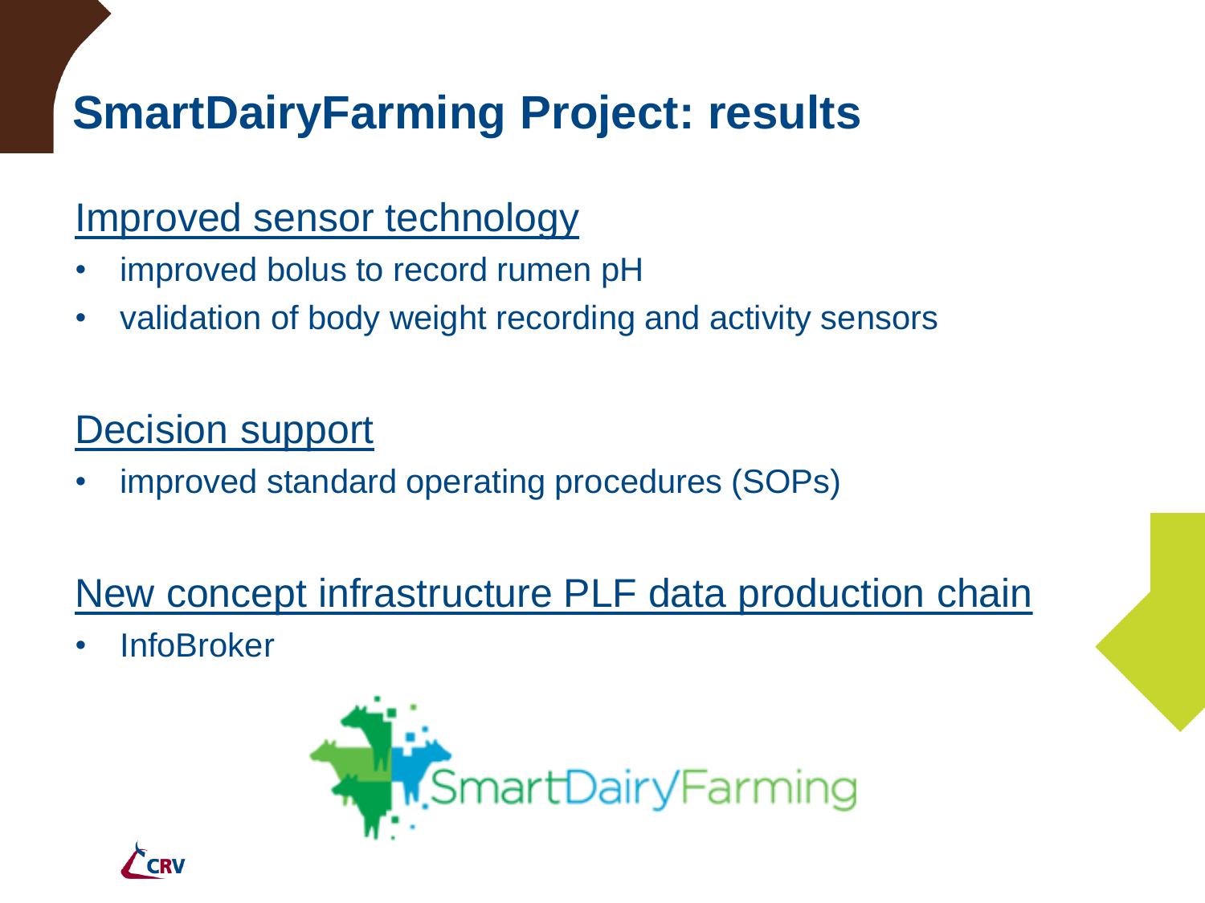# SmartDairyFarming Project: results

## Improved sensor technology

- improved bolus to record rumen pH
- validation of body weight recording and activity sensors

## Decision support

- improved standard operating procedures (SOPs)

## New concept infrastructure PLF data production chain

- InfoBroker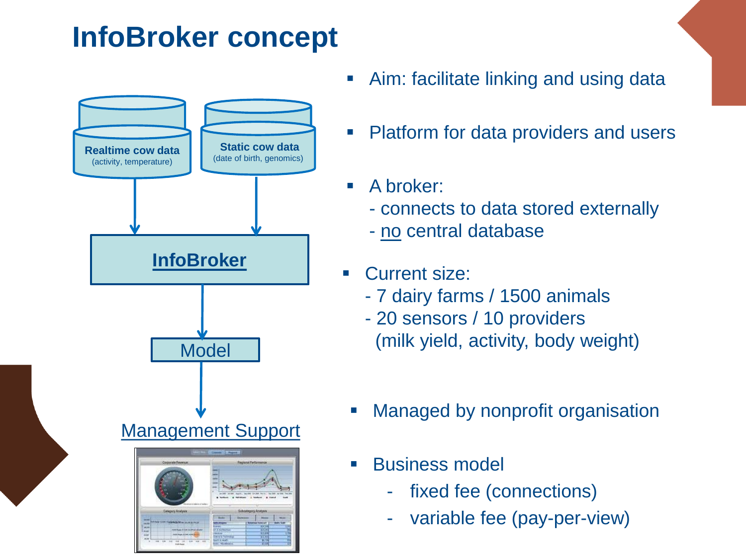# InfoBroker concept

Realtime cow data
(activity, temperature)

Static cow data
(date of birth, genomics)

InfoBroker

Model

Management Support

- Aim: facilitate linking and using data
- Platform for data providers and users
- A broker:
  - connects to data stored externally
  - no central database
- Current size:
  - 7 dairy farms / 1500 animals
  - 20 sensors / 10 providers
    (milk yield, activity, body weight)
- Managed by nonprofit organisation
- Business model
  - fixed fee (connections)
  - variable fee (pay-per-view)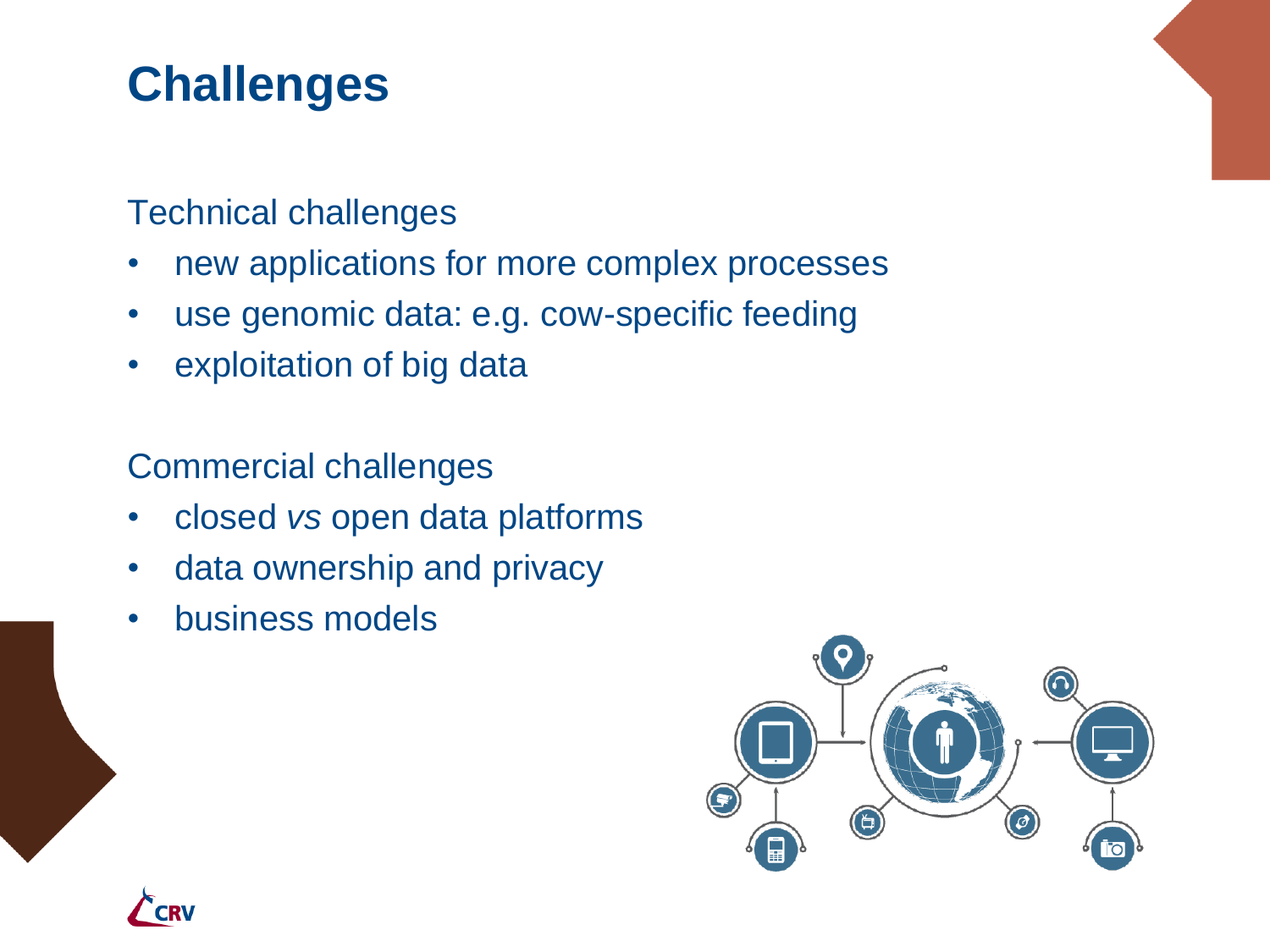# Challenges

Technical challenges

- new applications for more complex processes
- use genomic data: e.g. cow-specific feeding
- exploitation of big data

Commercial challenges

- closed *vs* open data platforms
- data ownership and privacy
- business models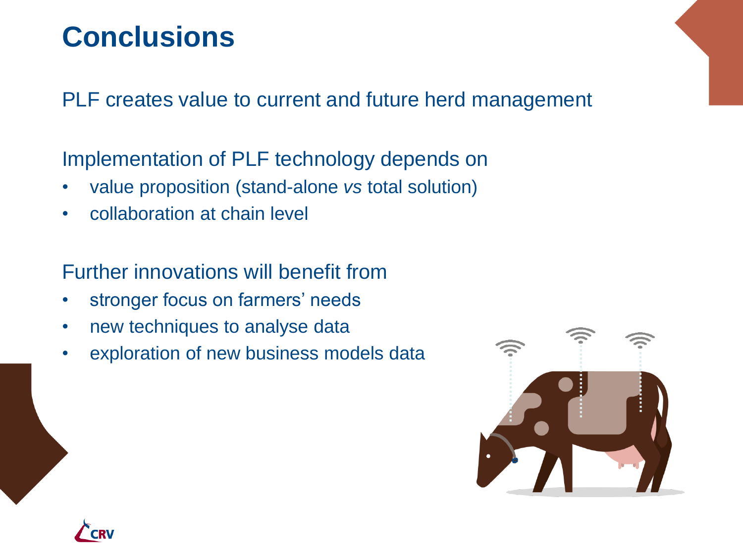# Conclusions

PLF creates value to current and future herd management

Implementation of PLF technology depends on

- value proposition (stand-alone *vs* total solution)
- collaboration at chain level

Further innovations will benefit from

- stronger focus on farmers' needs
- new techniques to analyse data
- exploration of new business models data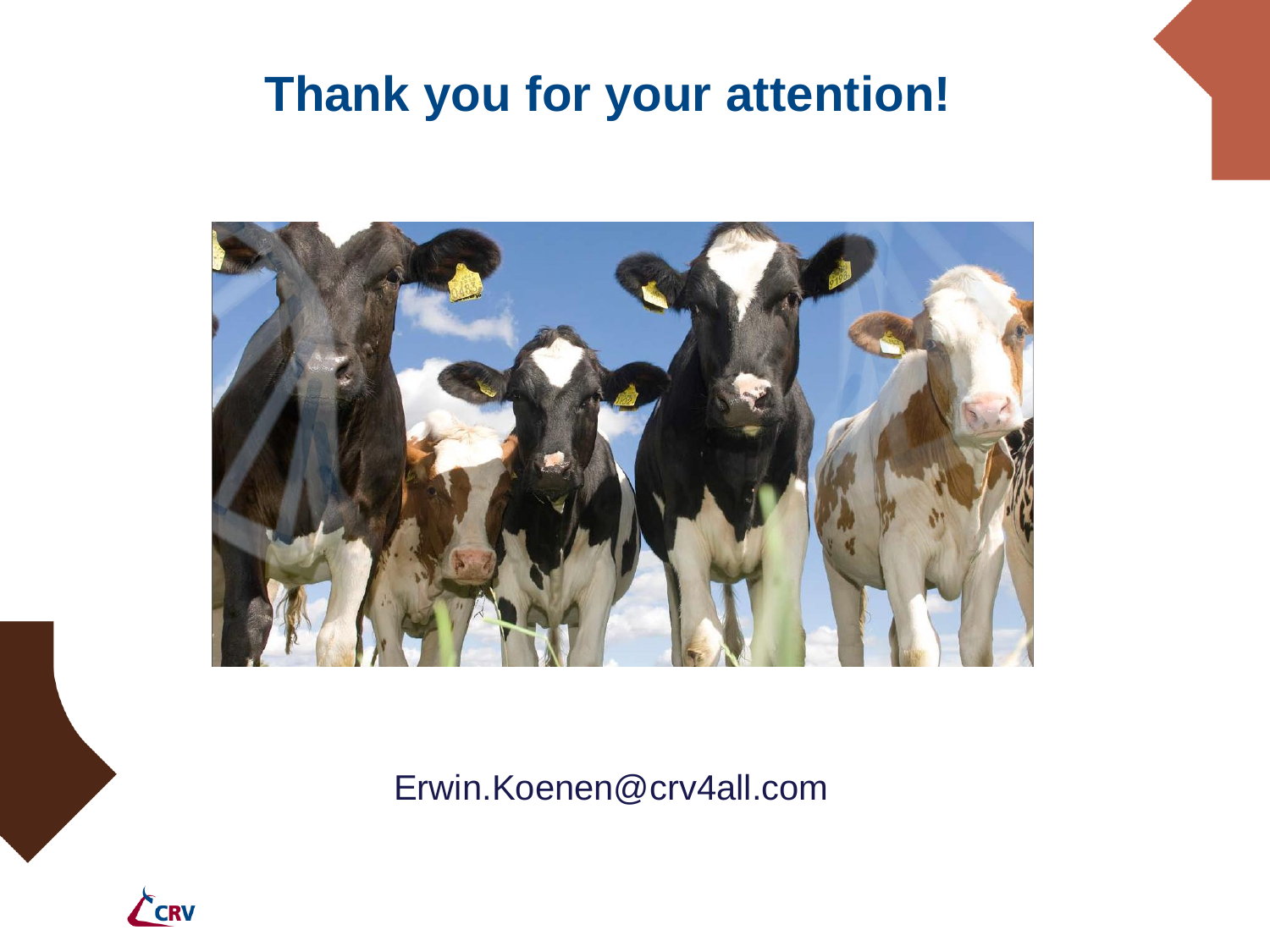# Thank you for your attention!

Erwin.Koenen@crv4all.com